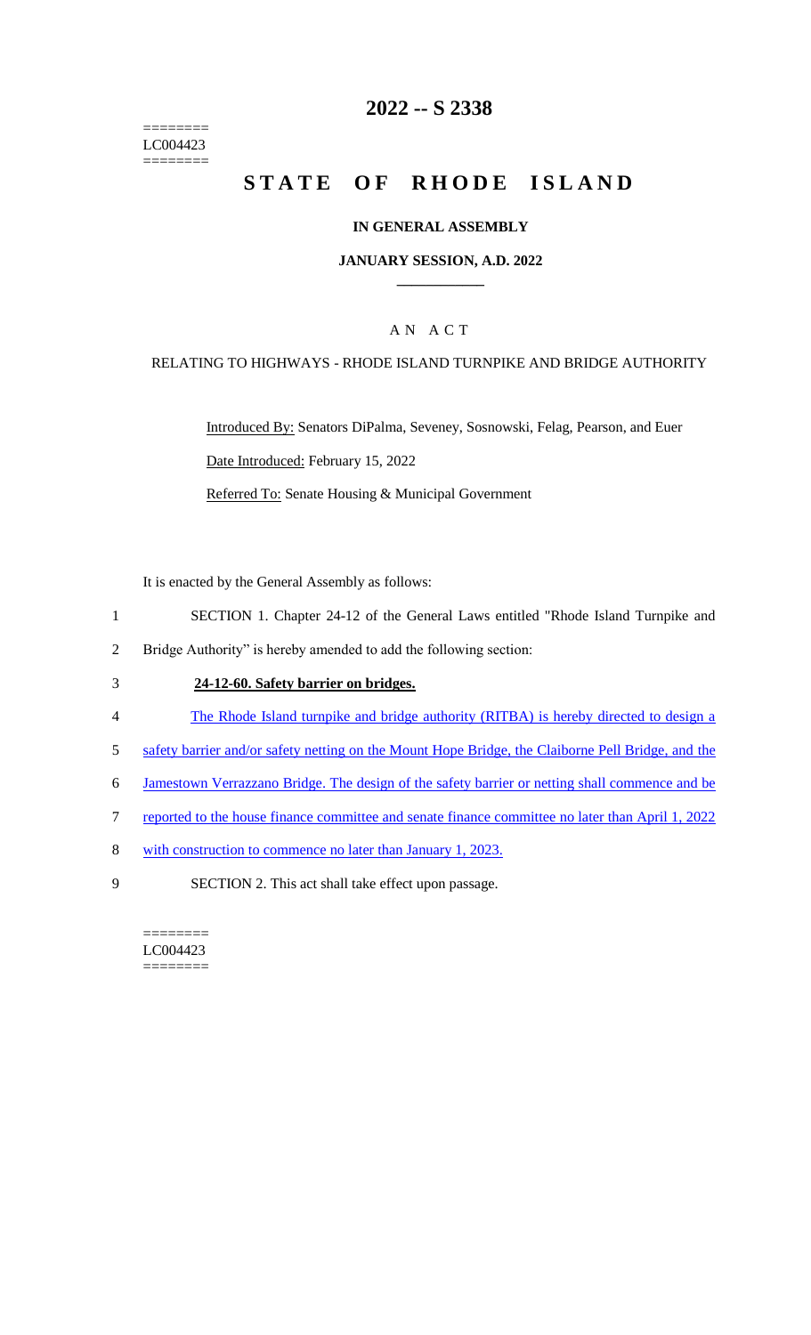========
LC004423
========

# 2022 -- S 2338

# STATE OF RHODE ISLAND

## IN GENERAL ASSEMBLY

### JANUARY SESSION, A.D. 2022

____________

A N A C T

RELATING TO HIGHWAYS - RHODE ISLAND TURNPIKE AND BRIDGE AUTHORITY

Introduced By: Senators DiPalma, Seveney, Sosnowski, Felag, Pearson, and Euer

Date Introduced: February 15, 2022

Referred To: Senate Housing & Municipal Government

It is enacted by the General Assembly as follows:

1 SECTION 1. Chapter 24-12 of the General Laws entitled "Rhode Island Turnpike and
2 Bridge Authority" is hereby amended to add the following section:

3 **24-12-60. Safety barrier on bridges.**

4 The Rhode Island turnpike and bridge authority (RITBA) is hereby directed to design a
5 safety barrier and/or safety netting on the Mount Hope Bridge, the Claiborne Pell Bridge, and the
6 Jamestown Verrazzano Bridge. The design of the safety barrier or netting shall commence and be
7 reported to the house finance committee and senate finance committee no later than April 1, 2022
8 with construction to commence no later than January 1, 2023.

9 SECTION 2. This act shall take effect upon passage.

========
LC004423
========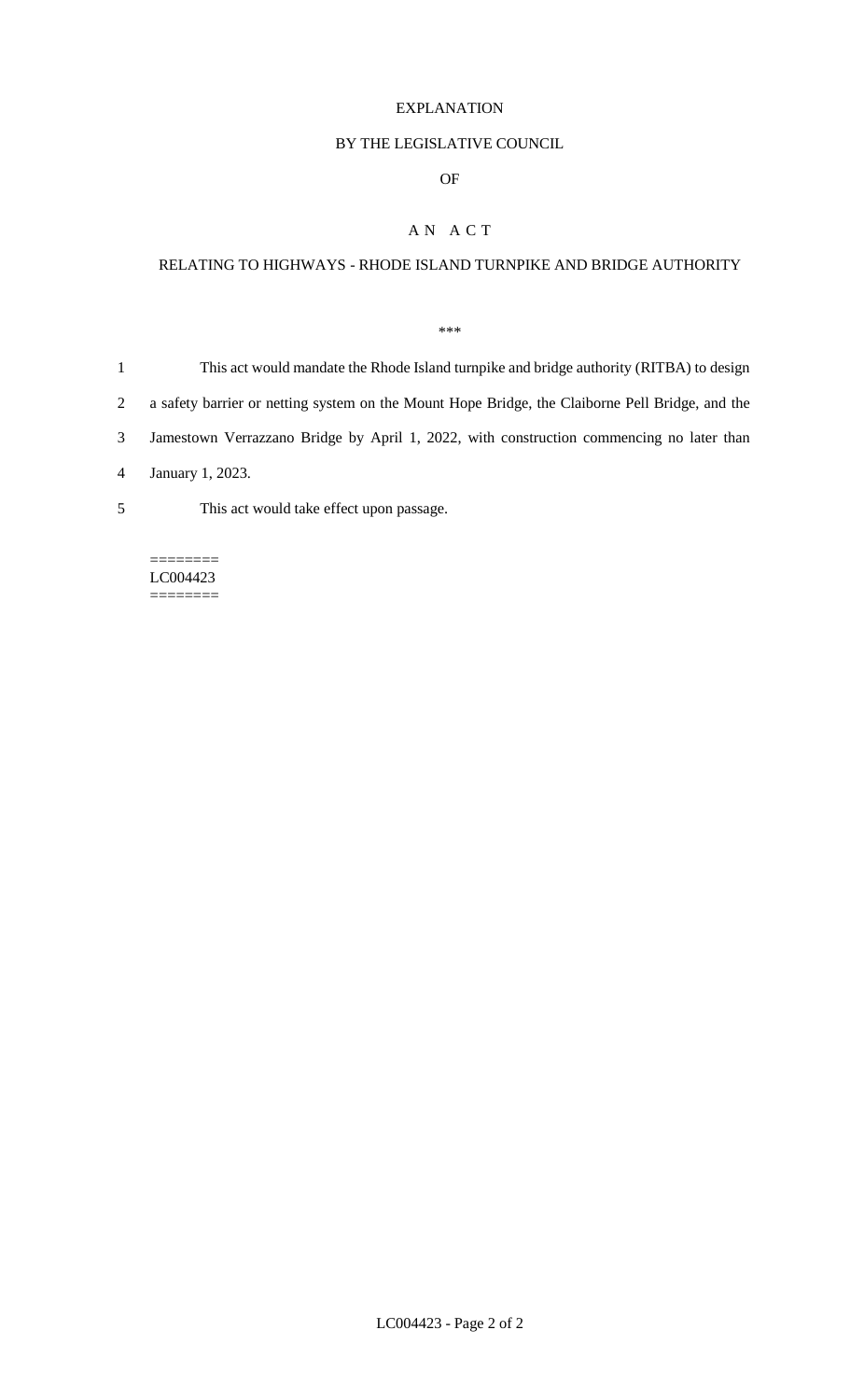EXPLANATION

BY THE LEGISLATIVE COUNCIL

OF

A N A C T

RELATING TO HIGHWAYS - RHODE ISLAND TURNPIKE AND BRIDGE AUTHORITY

\*\*\*

This act would mandate the Rhode Island turnpike and bridge authority (RITBA) to design a safety barrier or netting system on the Mount Hope Bridge, the Claiborne Pell Bridge, and the Jamestown Verrazzano Bridge by April 1, 2022, with construction commencing no later than January 1, 2023.

This act would take effect upon passage.

========
LC004423
========